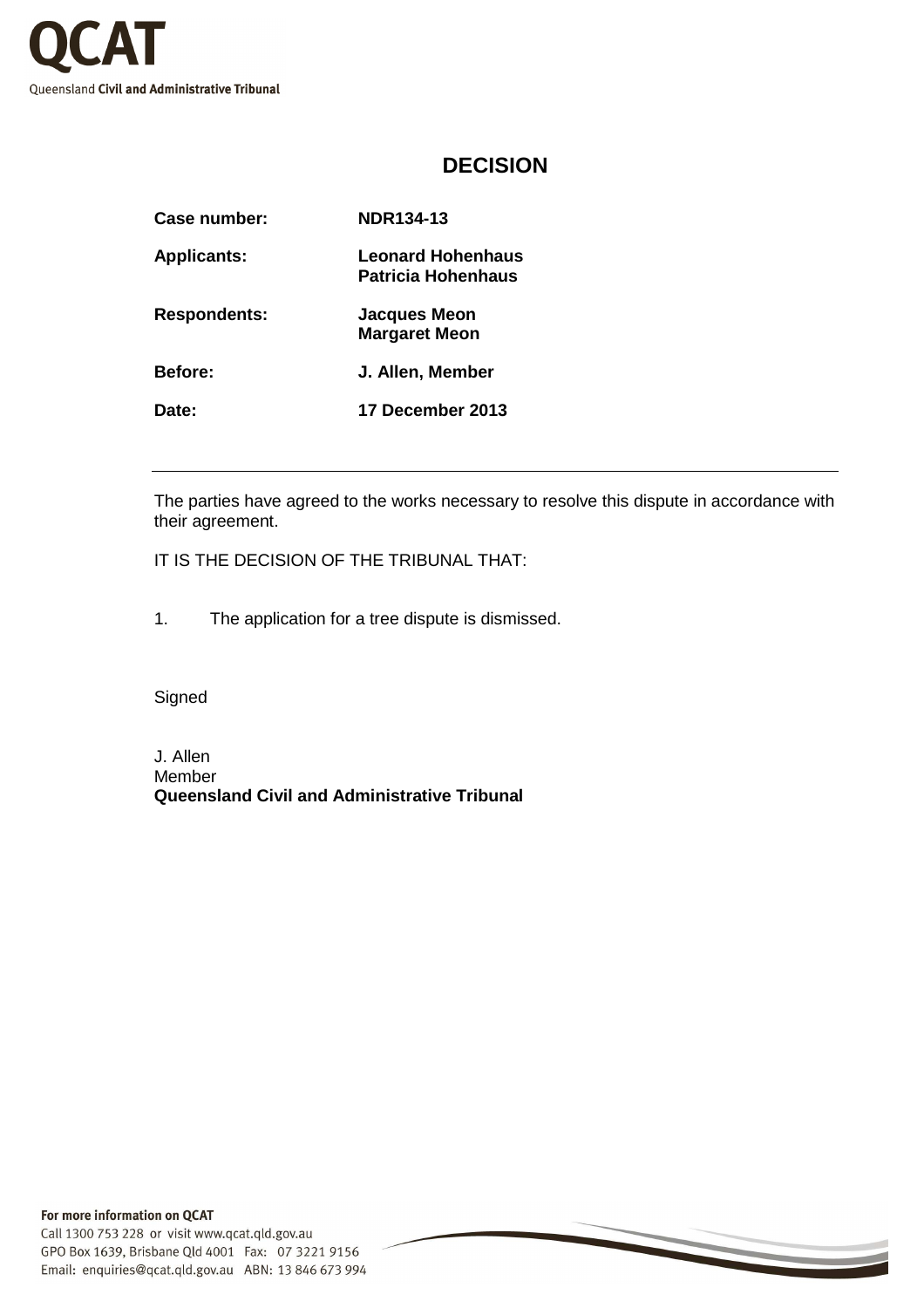# DECISION

| | |
|---|---|
| **Case number:** | **NDR134-13** |
| **Applicants:** | **Leonard Hohenhaus**<br>**Patricia Hohenhaus** |
| **Respondents:** | **Jacques Meon**<br>**Margaret Meon** |
| **Before:** | **J. Allen, Member** |
| **Date:** | **17 December 2013** |

---

The parties have agreed to the works necessary to resolve this dispute in accordance with their agreement.

IT IS THE DECISION OF THE TRIBUNAL THAT:

1. The application for a tree dispute is dismissed.

Signed

J. Allen
Member
**Queensland Civil and Administrative Tribunal**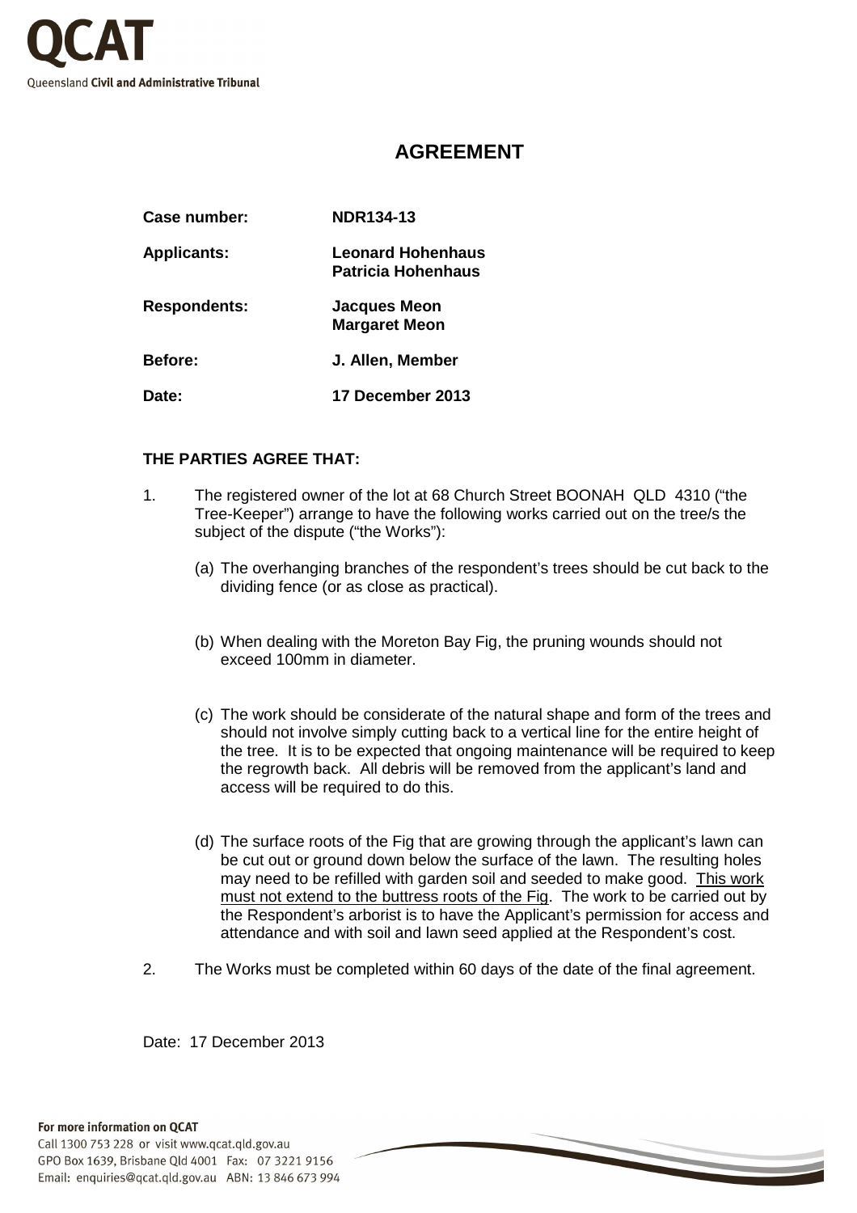# AGREEMENT

| | |
|---|---|
| **Case number:** | **NDR134-13** |
| **Applicants:** | **Leonard Hohenhaus**<br>**Patricia Hohenhaus** |
| **Respondents:** | **Jacques Meon**<br>**Margaret Meon** |
| **Before:** | **J. Allen, Member** |
| **Date:** | **17 December 2013** |

**THE PARTIES AGREE THAT:**

1. The registered owner of the lot at 68 Church Street BOONAH QLD 4310 ("the Tree-Keeper") arrange to have the following works carried out on the tree/s the subject of the dispute ("the Works"):

   (a) The overhanging branches of the respondent's trees should be cut back to the dividing fence (or as close as practical).

   (b) When dealing with the Moreton Bay Fig, the pruning wounds should not exceed 100mm in diameter.

   (c) The work should be considerate of the natural shape and form of the trees and should not involve simply cutting back to a vertical line for the entire height of the tree. It is to be expected that ongoing maintenance will be required to keep the regrowth back. All debris will be removed from the applicant's land and access will be required to do this.

   (d) The surface roots of the Fig that are growing through the applicant's lawn can be cut out or ground down below the surface of the lawn. The resulting holes may need to be refilled with garden soil and seeded to make good. <u>This work must not extend to the buttress roots of the Fig</u>. The work to be carried out by the Respondent's arborist is to have the Applicant's permission for access and attendance and with soil and lawn seed applied at the Respondent's cost.

2. The Works must be completed within 60 days of the date of the final agreement.

Date: 17 December 2013